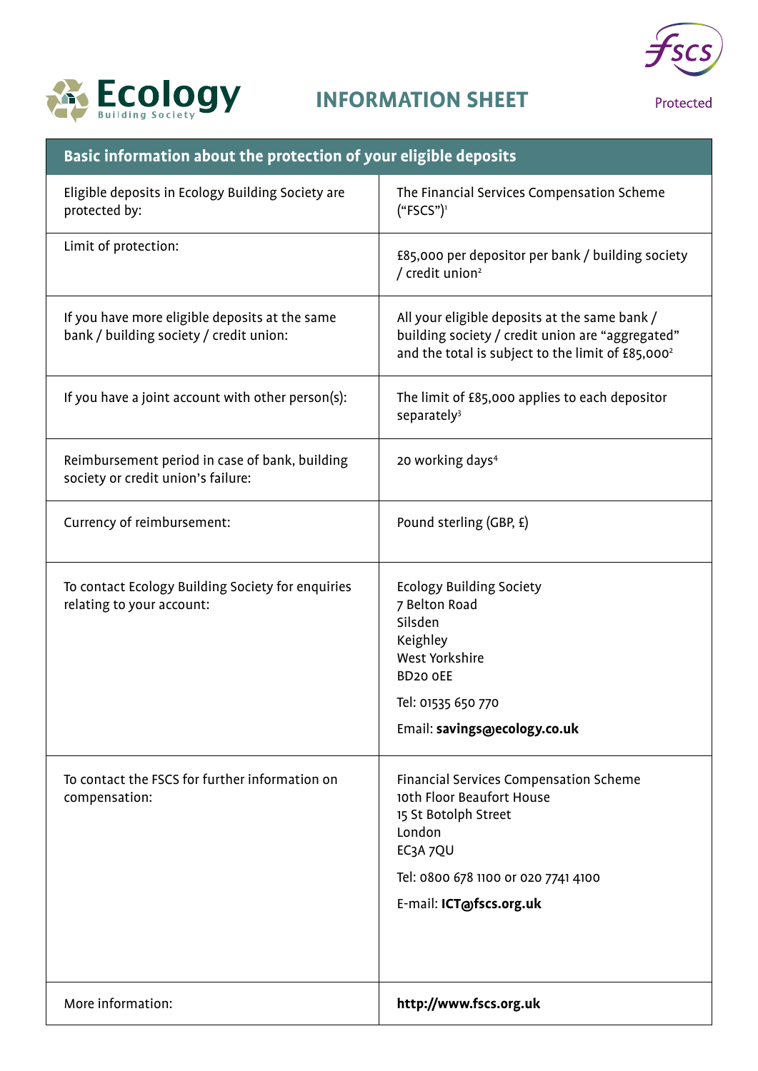Ecology Building Society

# INFORMATION SHEET

FSCS Protected

| Basic information about the protection of your eligible deposits | |
|---|---|
| Eligible deposits in Ecology Building Society are protected by: | The Financial Services Compensation Scheme ("FSCS")[1] |
| Limit of protection: | £85,000 per depositor per bank / building society / credit union[2] |
| If you have more eligible deposits at the same bank / building society / credit union: | All your eligible deposits at the same bank / building society / credit union are "aggregated" and the total is subject to the limit of £85,000[2] |
| If you have a joint account with other person(s): | The limit of £85,000 applies to each depositor separately[3] |
| Reimbursement period in case of bank, building society or credit union's failure: | 20 working days[4] |
| Currency of reimbursement: | Pound sterling (GBP, £) |
| To contact Ecology Building Society for enquiries relating to your account: | Ecology Building Society<br>7 Belton Road<br>Silsden<br>Keighley<br>West Yorkshire<br>BD20 0EE<br>Tel: 01535 650 770<br>Email: **savings@ecology.co.uk** |
| To contact the FSCS for further information on compensation: | Financial Services Compensation Scheme<br>10th Floor Beaufort House<br>15 St Botolph Street<br>London<br>EC3A 7QU<br>Tel: 0800 678 1100 or 020 7741 4100<br>E-mail: **ICT@fscs.org.uk** |
| More information: | **http://www.fscs.org.uk** |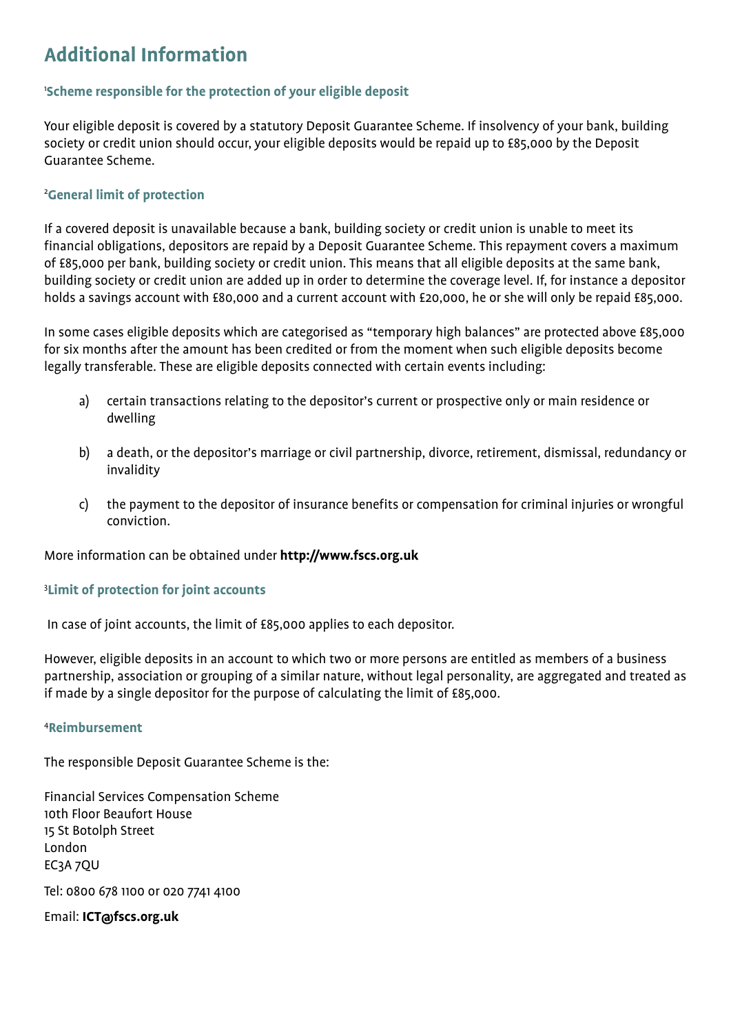# Additional Information

### [1]Scheme responsible for the protection of your eligible deposit

Your eligible deposit is covered by a statutory Deposit Guarantee Scheme. If insolvency of your bank, building society or credit union should occur, your eligible deposits would be repaid up to £85,000 by the Deposit Guarantee Scheme.

### [2]General limit of protection

If a covered deposit is unavailable because a bank, building society or credit union is unable to meet its financial obligations, depositors are repaid by a Deposit Guarantee Scheme. This repayment covers a maximum of £85,000 per bank, building society or credit union. This means that all eligible deposits at the same bank, building society or credit union are added up in order to determine the coverage level. If, for instance a depositor holds a savings account with £80,000 and a current account with £20,000, he or she will only be repaid £85,000.

In some cases eligible deposits which are categorised as "temporary high balances" are protected above £85,000 for six months after the amount has been credited or from the moment when such eligible deposits become legally transferable. These are eligible deposits connected with certain events including:

a) certain transactions relating to the depositor's current or prospective only or main residence or dwelling

b) a death, or the depositor's marriage or civil partnership, divorce, retirement, dismissal, redundancy or invalidity

c) the payment to the depositor of insurance benefits or compensation for criminal injuries or wrongful conviction.

More information can be obtained under **http://www.fscs.org.uk**

### [3]Limit of protection for joint accounts

In case of joint accounts, the limit of £85,000 applies to each depositor.

However, eligible deposits in an account to which two or more persons are entitled as members of a business partnership, association or grouping of a similar nature, without legal personality, are aggregated and treated as if made by a single depositor for the purpose of calculating the limit of £85,000.

### [4]Reimbursement

The responsible Deposit Guarantee Scheme is the:

Financial Services Compensation Scheme
10th Floor Beaufort House
15 St Botolph Street
London
EC3A 7QU

Tel: 0800 678 1100 or 020 7741 4100

Email: **ICT@fscs.org.uk**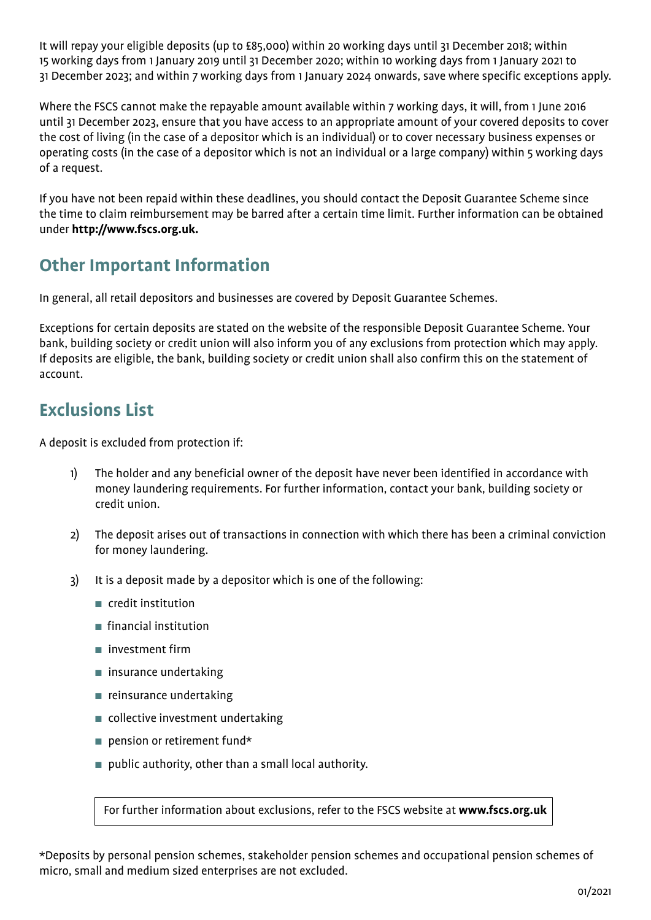It will repay your eligible deposits (up to £85,000) within 20 working days until 31 December 2018; within 15 working days from 1 January 2019 until 31 December 2020; within 10 working days from 1 January 2021 to 31 December 2023; and within 7 working days from 1 January 2024 onwards, save where specific exceptions apply.

Where the FSCS cannot make the repayable amount available within 7 working days, it will, from 1 June 2016 until 31 December 2023, ensure that you have access to an appropriate amount of your covered deposits to cover the cost of living (in the case of a depositor which is an individual) or to cover necessary business expenses or operating costs (in the case of a depositor which is not an individual or a large company) within 5 working days of a request.

If you have not been repaid within these deadlines, you should contact the Deposit Guarantee Scheme since the time to claim reimbursement may be barred after a certain time limit. Further information can be obtained under **http://www.fscs.org.uk.**

## Other Important Information

In general, all retail depositors and businesses are covered by Deposit Guarantee Schemes.

Exceptions for certain deposits are stated on the website of the responsible Deposit Guarantee Scheme. Your bank, building society or credit union will also inform you of any exclusions from protection which may apply. If deposits are eligible, the bank, building society or credit union shall also confirm this on the statement of account.

## Exclusions List

A deposit is excluded from protection if:

1) The holder and any beneficial owner of the deposit have never been identified in accordance with money laundering requirements. For further information, contact your bank, building society or credit union.

2) The deposit arises out of transactions in connection with which there has been a criminal conviction for money laundering.

3) It is a deposit made by a depositor which is one of the following:
   - credit institution
   - financial institution
   - investment firm
   - insurance undertaking
   - reinsurance undertaking
   - collective investment undertaking
   - pension or retirement fund*
   - public authority, other than a small local authority.

For further information about exclusions, refer to the FSCS website at **www.fscs.org.uk**

*Deposits by personal pension schemes, stakeholder pension schemes and occupational pension schemes of micro, small and medium sized enterprises are not excluded.

01/2021